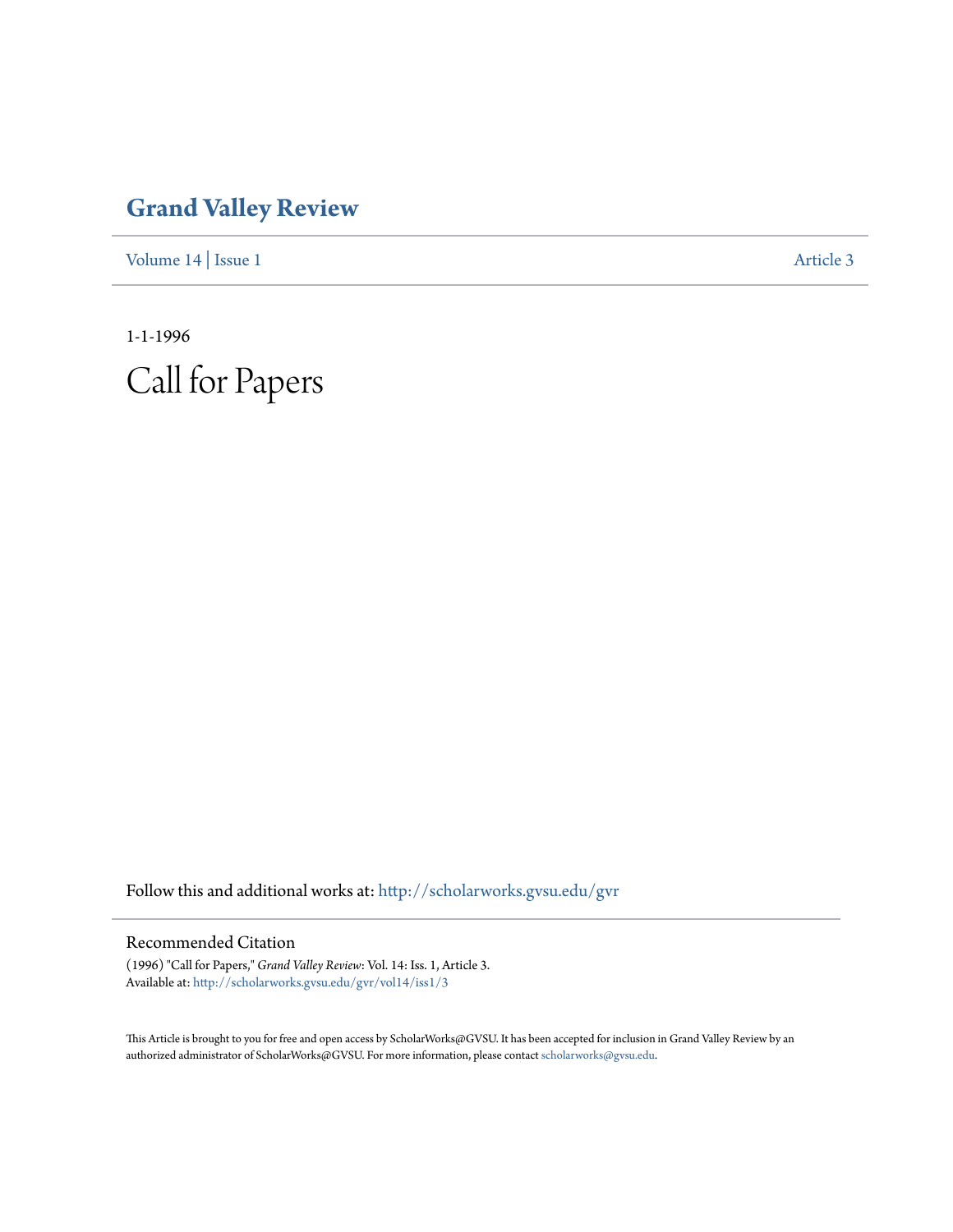# Grand Valley Review

Volume 14 | Issue 1 Article 3

1-1-1996

# Call for Papers

Follow this and additional works at: http://scholarworks.gvsu.edu/gvr

## Recommended Citation

(1996) "Call for Papers," *Grand Valley Review*: Vol. 14: Iss. 1, Article 3.
Available at: http://scholarworks.gvsu.edu/gvr/vol14/iss1/3

This Article is brought to you for free and open access by ScholarWorks@GVSU. It has been accepted for inclusion in Grand Valley Review by an authorized administrator of ScholarWorks@GVSU. For more information, please contact scholarworks@gvsu.edu.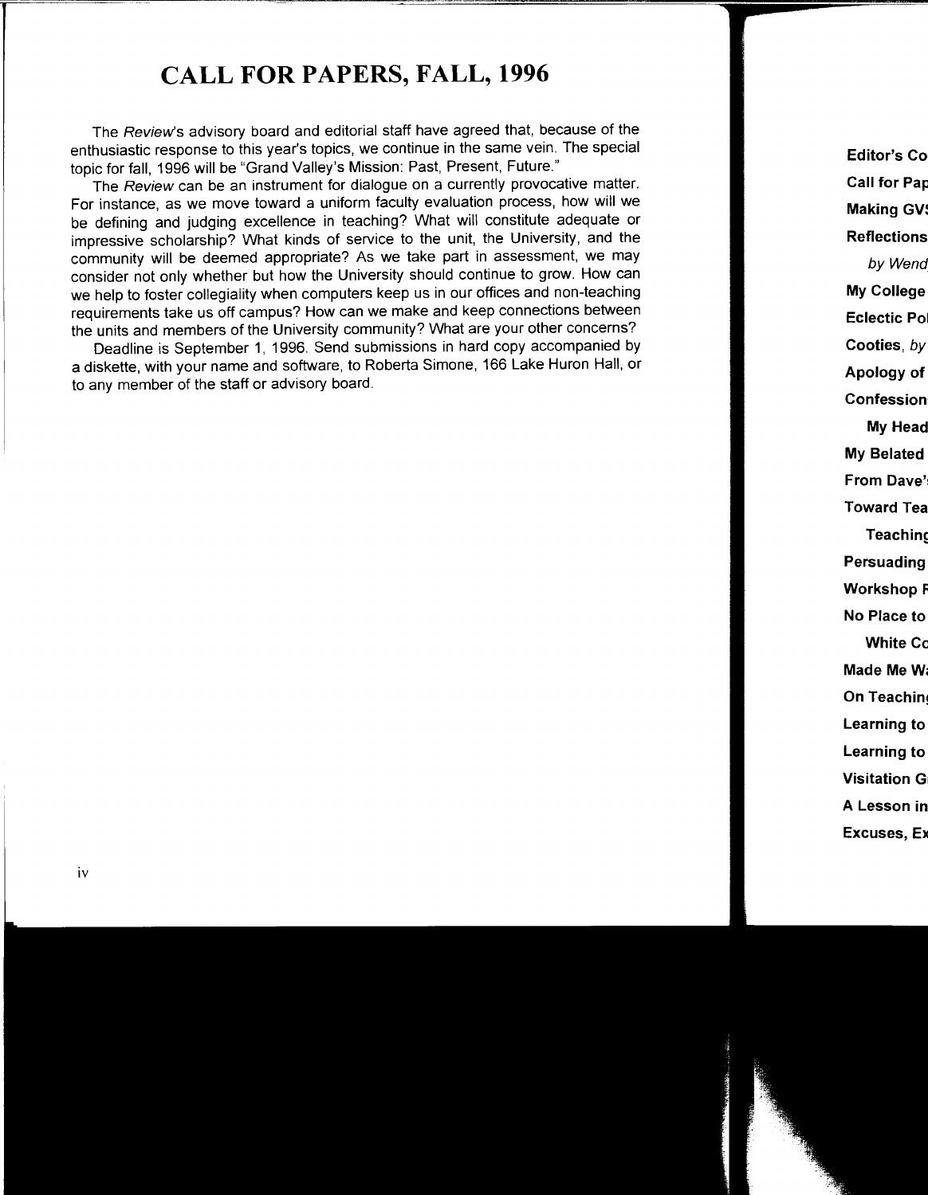# CALL FOR PAPERS, FALL, 1996

The *Review*'s advisory board and editorial staff have agreed that, because of the enthusiastic response to this year's topics, we continue in the same vein. The special topic for fall, 1996 will be "Grand Valley's Mission: Past, Present, Future."

The *Review* can be an instrument for dialogue on a currently provocative matter. For instance, as we move toward a uniform faculty evaluation process, how will we be defining and judging excellence in teaching? What will constitute adequate or impressive scholarship? What kinds of service to the unit, the University, and the community will be deemed appropriate? As we take part in assessment, we may consider not only whether but how the University should continue to grow. How can we help to foster collegiality when computers keep us in our offices and non-teaching requirements take us off campus? How can we make and keep connections between the units and members of the University community? What are your other concerns?

Deadline is September 1, 1996. Send submissions in hard copy accompanied by a diskette, with your name and software, to Roberta Simone, 166 Lake Huron Hall, or to any member of the staff or advisory board.